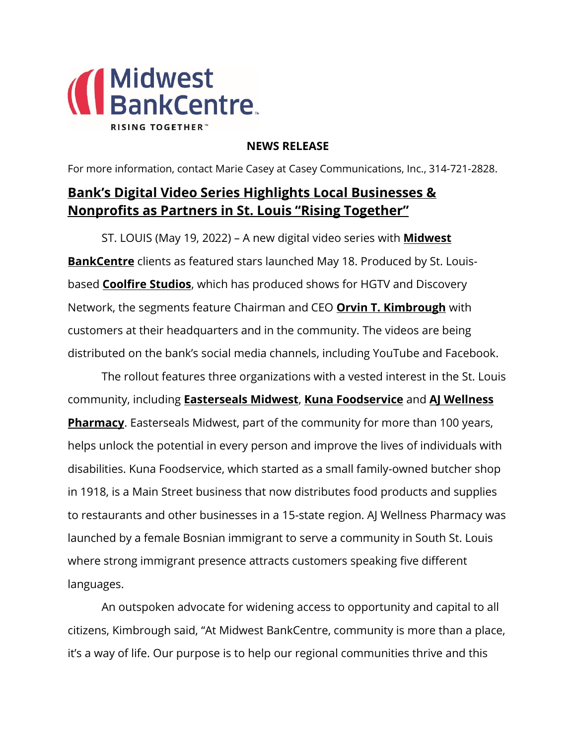Midwest BankCentre

RISING TOGETHER™

**NEWS RELEASE**

For more information, contact Marie Casey at Casey Communications, Inc., 314-721-2828.

# Bank's Digital Video Series Highlights Local Businesses & Nonprofits as Partners in St. Louis "Rising Together"

ST. LOUIS (May 19, 2022) – A new digital video series with **Midwest BankCentre** clients as featured stars launched May 18. Produced by St. Louis-based **Coolfire Studios**, which has produced shows for HGTV and Discovery Network, the segments feature Chairman and CEO **Orvin T. Kimbrough** with customers at their headquarters and in the community. The videos are being distributed on the bank's social media channels, including YouTube and Facebook.

The rollout features three organizations with a vested interest in the St. Louis community, including **Easterseals Midwest**, **Kuna Foodservice** and **AJ Wellness Pharmacy**. Easterseals Midwest, part of the community for more than 100 years, helps unlock the potential in every person and improve the lives of individuals with disabilities. Kuna Foodservice, which started as a small family-owned butcher shop in 1918, is a Main Street business that now distributes food products and supplies to restaurants and other businesses in a 15-state region. AJ Wellness Pharmacy was launched by a female Bosnian immigrant to serve a community in South St. Louis where strong immigrant presence attracts customers speaking five different languages.

An outspoken advocate for widening access to opportunity and capital to all citizens, Kimbrough said, "At Midwest BankCentre, community is more than a place, it's a way of life. Our purpose is to help our regional communities thrive and this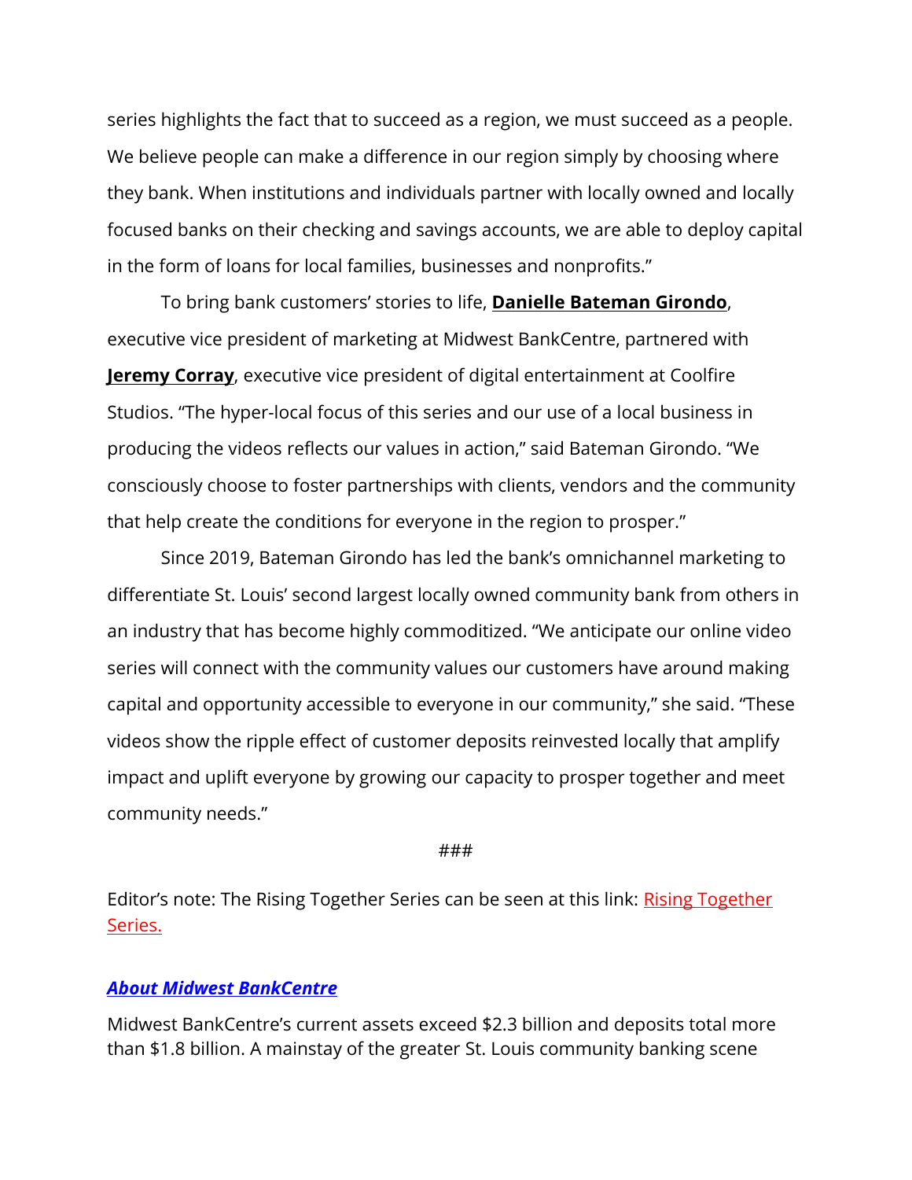series highlights the fact that to succeed as a region, we must succeed as a people. We believe people can make a difference in our region simply by choosing where they bank. When institutions and individuals partner with locally owned and locally focused banks on their checking and savings accounts, we are able to deploy capital in the form of loans for local families, businesses and nonprofits."

To bring bank customers' stories to life, **Danielle Bateman Girondo**, executive vice president of marketing at Midwest BankCentre, partnered with **Jeremy Corray**, executive vice president of digital entertainment at Coolfire Studios. "The hyper-local focus of this series and our use of a local business in producing the videos reflects our values in action," said Bateman Girondo. "We consciously choose to foster partnerships with clients, vendors and the community that help create the conditions for everyone in the region to prosper."

Since 2019, Bateman Girondo has led the bank's omnichannel marketing to differentiate St. Louis' second largest locally owned community bank from others in an industry that has become highly commoditized. "We anticipate our online video series will connect with the community values our customers have around making capital and opportunity accessible to everyone in our community," she said. "These videos show the ripple effect of customer deposits reinvested locally that amplify impact and uplift everyone by growing our capacity to prosper together and meet community needs."

###

Editor's note: The Rising Together Series can be seen at this link: Rising Together Series.

***About Midwest BankCentre***

Midwest BankCentre's current assets exceed $2.3 billion and deposits total more than $1.8 billion. A mainstay of the greater St. Louis community banking scene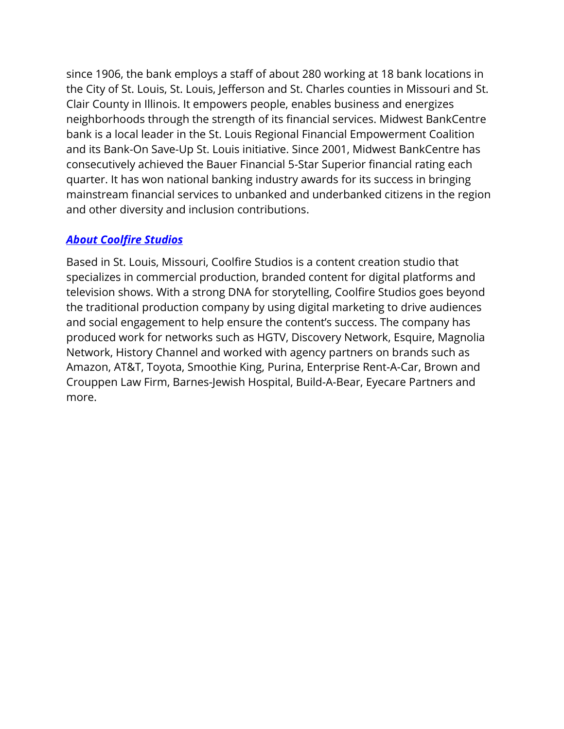since 1906, the bank employs a staff of about 280 working at 18 bank locations in the City of St. Louis, St. Louis, Jefferson and St. Charles counties in Missouri and St. Clair County in Illinois. It empowers people, enables business and energizes neighborhoods through the strength of its financial services. Midwest BankCentre bank is a local leader in the St. Louis Regional Financial Empowerment Coalition and its Bank-On Save-Up St. Louis initiative. Since 2001, Midwest BankCentre has consecutively achieved the Bauer Financial 5-Star Superior financial rating each quarter. It has won national banking industry awards for its success in bringing mainstream financial services to unbanked and underbanked citizens in the region and other diversity and inclusion contributions.

***About Coolfire Studios***

Based in St. Louis, Missouri, Coolfire Studios is a content creation studio that specializes in commercial production, branded content for digital platforms and television shows. With a strong DNA for storytelling, Coolfire Studios goes beyond the traditional production company by using digital marketing to drive audiences and social engagement to help ensure the content's success. The company has produced work for networks such as HGTV, Discovery Network, Esquire, Magnolia Network, History Channel and worked with agency partners on brands such as Amazon, AT&T, Toyota, Smoothie King, Purina, Enterprise Rent-A-Car, Brown and Crouppen Law Firm, Barnes-Jewish Hospital, Build-A-Bear, Eyecare Partners and more.